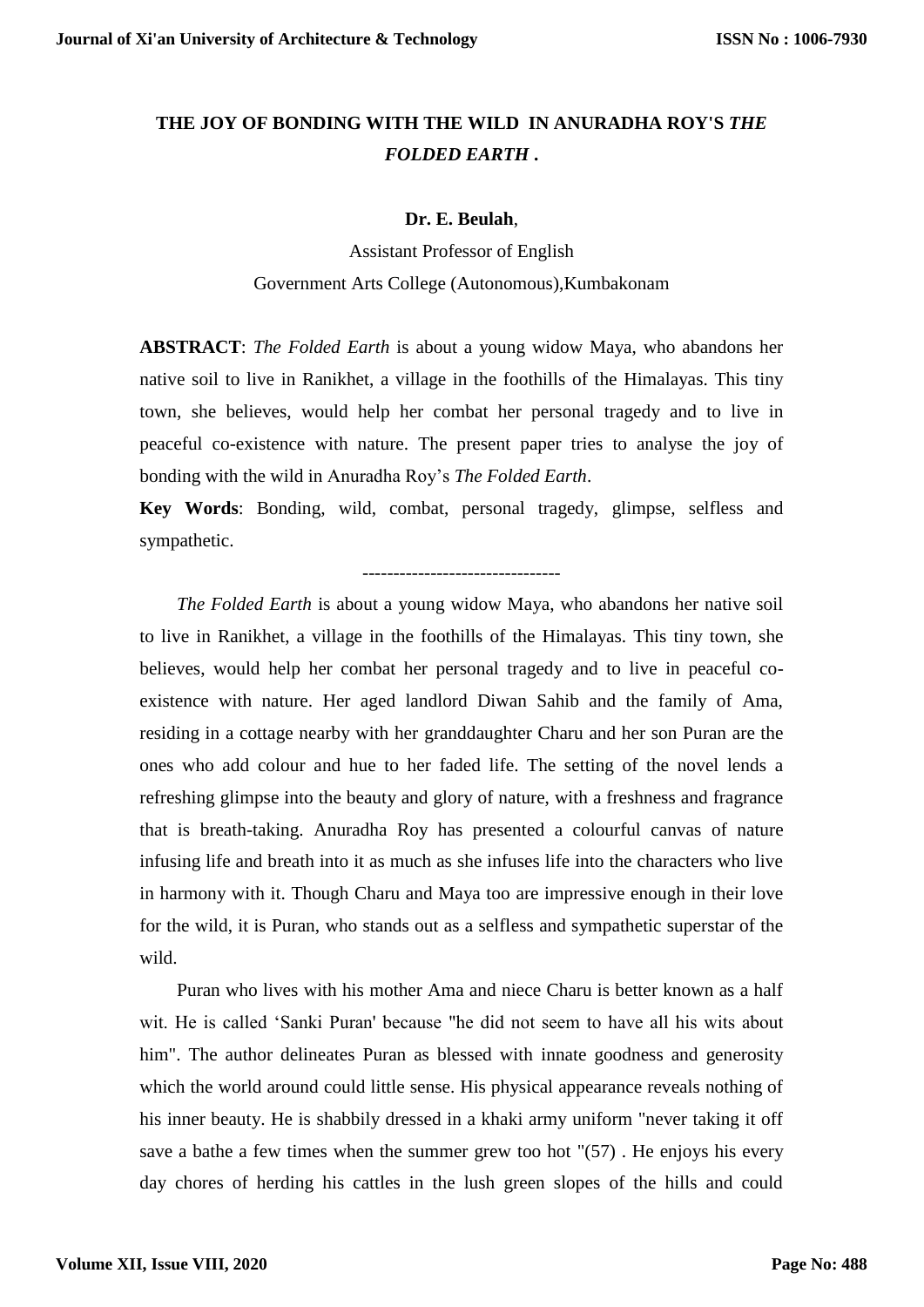# THE JOY OF BONDING WITH THE WILD IN ANURADHA ROY'S *THE FOLDED EARTH* .

**Dr. E. Beulah**,

Assistant Professor of English

Government Arts College (Autonomous),Kumbakonam

**ABSTRACT**: *The Folded Earth* is about a young widow Maya, who abandons her native soil to live in Ranikhet, a village in the foothills of the Himalayas. This tiny town, she believes, would help her combat her personal tragedy and to live in peaceful co-existence with nature. The present paper tries to analyse the joy of bonding with the wild in Anuradha Roy's *The Folded Earth*.

**Key Words**: Bonding, wild, combat, personal tragedy, glimpse, selfless and sympathetic.

--------------------------------

*The Folded Earth* is about a young widow Maya, who abandons her native soil to live in Ranikhet, a village in the foothills of the Himalayas. This tiny town, she believes, would help her combat her personal tragedy and to live in peaceful co-existence with nature. Her aged landlord Diwan Sahib and the family of Ama, residing in a cottage nearby with her granddaughter Charu and her son Puran are the ones who add colour and hue to her faded life. The setting of the novel lends a refreshing glimpse into the beauty and glory of nature, with a freshness and fragrance that is breath-taking. Anuradha Roy has presented a colourful canvas of nature infusing life and breath into it as much as she infuses life into the characters who live in harmony with it. Though Charu and Maya too are impressive enough in their love for the wild, it is Puran, who stands out as a selfless and sympathetic superstar of the wild.

Puran who lives with his mother Ama and niece Charu is better known as a half wit. He is called 'Sanki Puran' because "he did not seem to have all his wits about him". The author delineates Puran as blessed with innate goodness and generosity which the world around could little sense. His physical appearance reveals nothing of his inner beauty. He is shabbily dressed in a khaki army uniform "never taking it off save a bathe a few times when the summer grew too hot "(57) . He enjoys his every day chores of herding his cattles in the lush green slopes of the hills and could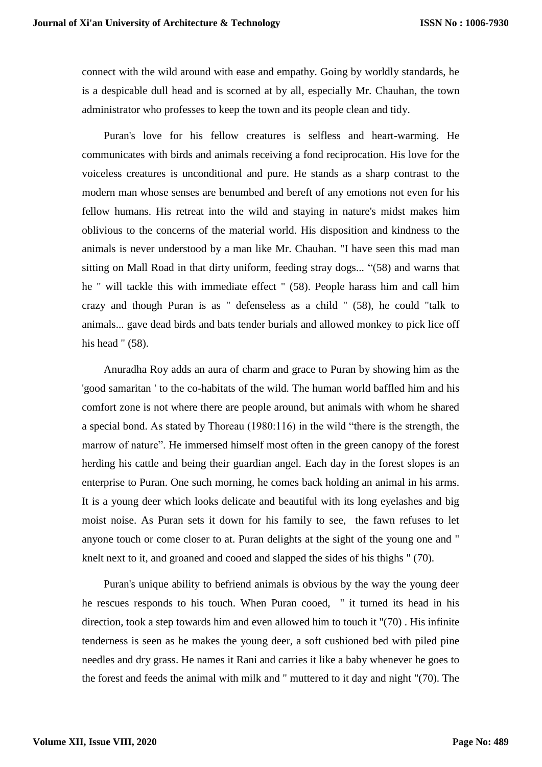connect with the wild around with ease and empathy. Going by worldly standards, he is a despicable dull head and is scorned at by all, especially Mr. Chauhan, the town administrator who professes to keep the town and its people clean and tidy.

Puran's love for his fellow creatures is selfless and heart-warming. He communicates with birds and animals receiving a fond reciprocation. His love for the voiceless creatures is unconditional and pure. He stands as a sharp contrast to the modern man whose senses are benumbed and bereft of any emotions not even for his fellow humans. His retreat into the wild and staying in nature's midst makes him oblivious to the concerns of the material world. His disposition and kindness to the animals is never understood by a man like Mr. Chauhan. "I have seen this mad man sitting on Mall Road in that dirty uniform, feeding stray dogs... "(58) and warns that he " will tackle this with immediate effect " (58). People harass him and call him crazy and though Puran is as " defenseless as a child " (58), he could "talk to animals... gave dead birds and bats tender burials and allowed monkey to pick lice off his head " (58).

Anuradha Roy adds an aura of charm and grace to Puran by showing him as the 'good samaritan ' to the co-habitats of the wild. The human world baffled him and his comfort zone is not where there are people around, but animals with whom he shared a special bond. As stated by Thoreau (1980:116) in the wild "there is the strength, the marrow of nature". He immersed himself most often in the green canopy of the forest herding his cattle and being their guardian angel. Each day in the forest slopes is an enterprise to Puran. One such morning, he comes back holding an animal in his arms. It is a young deer which looks delicate and beautiful with its long eyelashes and big moist noise. As Puran sets it down for his family to see, the fawn refuses to let anyone touch or come closer to at. Puran delights at the sight of the young one and " knelt next to it, and groaned and cooed and slapped the sides of his thighs " (70).

Puran's unique ability to befriend animals is obvious by the way the young deer he rescues responds to his touch. When Puran cooed, " it turned its head in his direction, took a step towards him and even allowed him to touch it "(70) . His infinite tenderness is seen as he makes the young deer, a soft cushioned bed with piled pine needles and dry grass. He names it Rani and carries it like a baby whenever he goes to the forest and feeds the animal with milk and " muttered to it day and night "(70). The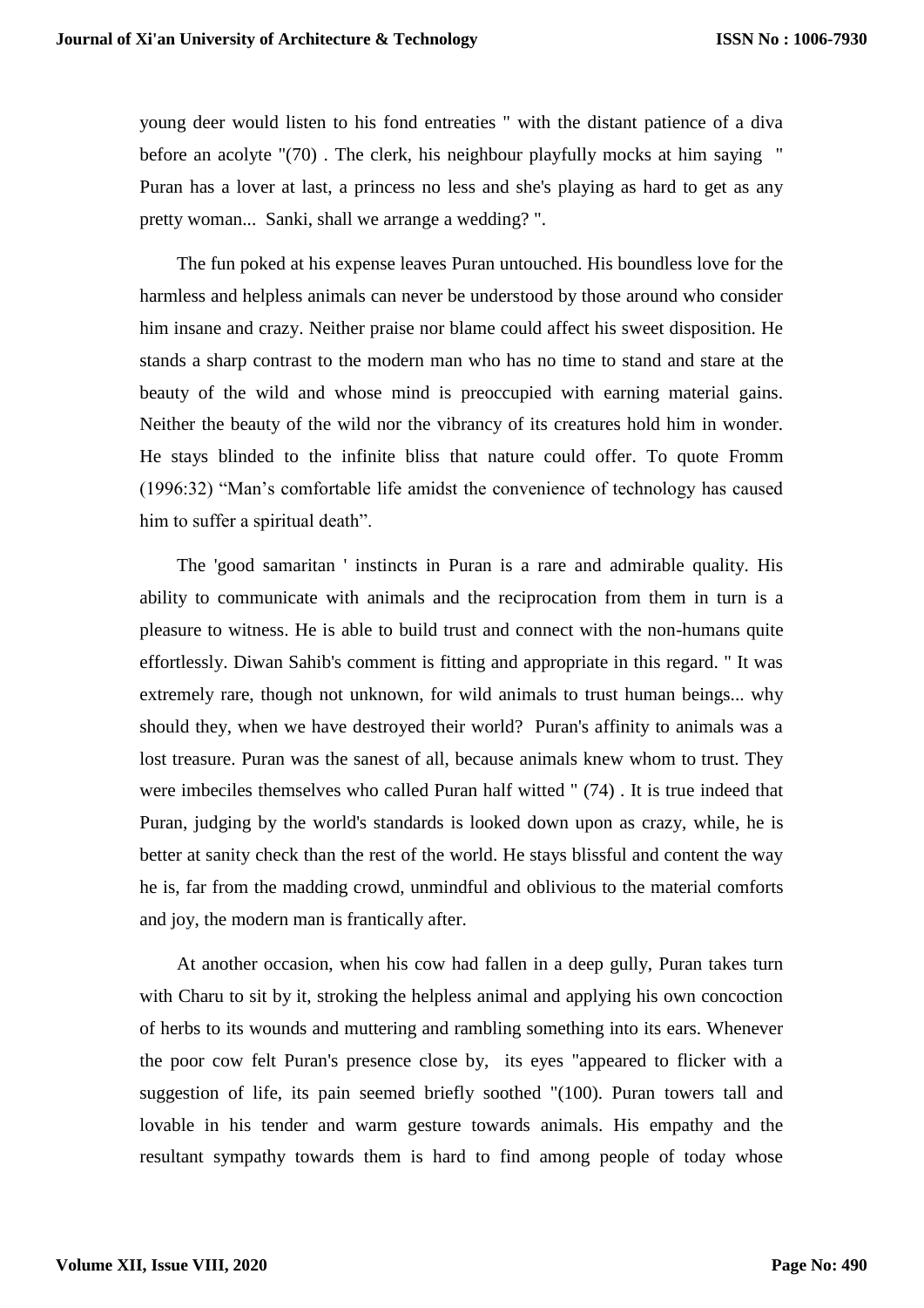young deer would listen to his fond entreaties " with the distant patience of a diva before an acolyte "(70) . The clerk, his neighbour playfully mocks at him saying " Puran has a lover at last, a princess no less and she's playing as hard to get as any pretty woman... Sanki, shall we arrange a wedding? ".

The fun poked at his expense leaves Puran untouched. His boundless love for the harmless and helpless animals can never be understood by those around who consider him insane and crazy. Neither praise nor blame could affect his sweet disposition. He stands a sharp contrast to the modern man who has no time to stand and stare at the beauty of the wild and whose mind is preoccupied with earning material gains. Neither the beauty of the wild nor the vibrancy of its creatures hold him in wonder. He stays blinded to the infinite bliss that nature could offer. To quote Fromm (1996:32) "Man's comfortable life amidst the convenience of technology has caused him to suffer a spiritual death".

The 'good samaritan ' instincts in Puran is a rare and admirable quality. His ability to communicate with animals and the reciprocation from them in turn is a pleasure to witness. He is able to build trust and connect with the non-humans quite effortlessly. Diwan Sahib's comment is fitting and appropriate in this regard. " It was extremely rare, though not unknown, for wild animals to trust human beings... why should they, when we have destroyed their world? Puran's affinity to animals was a lost treasure. Puran was the sanest of all, because animals knew whom to trust. They were imbeciles themselves who called Puran half witted " (74) . It is true indeed that Puran, judging by the world's standards is looked down upon as crazy, while, he is better at sanity check than the rest of the world. He stays blissful and content the way he is, far from the madding crowd, unmindful and oblivious to the material comforts and joy, the modern man is frantically after.

At another occasion, when his cow had fallen in a deep gully, Puran takes turn with Charu to sit by it, stroking the helpless animal and applying his own concoction of herbs to its wounds and muttering and rambling something into its ears. Whenever the poor cow felt Puran's presence close by, its eyes "appeared to flicker with a suggestion of life, its pain seemed briefly soothed "(100). Puran towers tall and lovable in his tender and warm gesture towards animals. His empathy and the resultant sympathy towards them is hard to find among people of today whose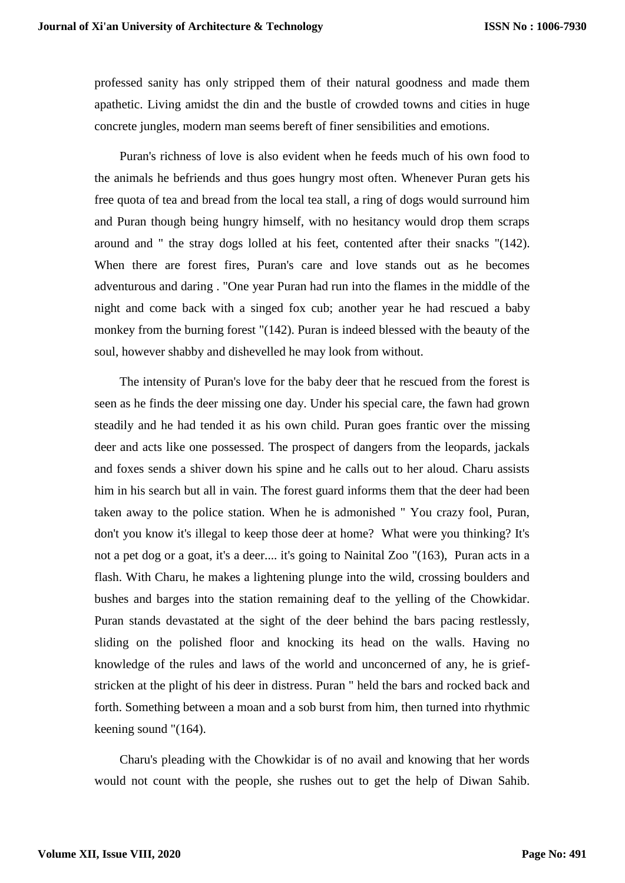professed sanity has only stripped them of their natural goodness and made them apathetic. Living amidst the din and the bustle of crowded towns and cities in huge concrete jungles, modern man seems bereft of finer sensibilities and emotions.

Puran's richness of love is also evident when he feeds much of his own food to the animals he befriends and thus goes hungry most often. Whenever Puran gets his free quota of tea and bread from the local tea stall, a ring of dogs would surround him and Puran though being hungry himself, with no hesitancy would drop them scraps around and " the stray dogs lolled at his feet, contented after their snacks "(142). When there are forest fires, Puran's care and love stands out as he becomes adventurous and daring . "One year Puran had run into the flames in the middle of the night and come back with a singed fox cub; another year he had rescued a baby monkey from the burning forest "(142). Puran is indeed blessed with the beauty of the soul, however shabby and dishevelled he may look from without.

The intensity of Puran's love for the baby deer that he rescued from the forest is seen as he finds the deer missing one day. Under his special care, the fawn had grown steadily and he had tended it as his own child. Puran goes frantic over the missing deer and acts like one possessed. The prospect of dangers from the leopards, jackals and foxes sends a shiver down his spine and he calls out to her aloud. Charu assists him in his search but all in vain. The forest guard informs them that the deer had been taken away to the police station. When he is admonished " You crazy fool, Puran, don't you know it's illegal to keep those deer at home? What were you thinking? It's not a pet dog or a goat, it's a deer.... it's going to Nainital Zoo "(163), Puran acts in a flash. With Charu, he makes a lightening plunge into the wild, crossing boulders and bushes and barges into the station remaining deaf to the yelling of the Chowkidar. Puran stands devastated at the sight of the deer behind the bars pacing restlessly, sliding on the polished floor and knocking its head on the walls. Having no knowledge of the rules and laws of the world and unconcerned of any, he is grief-stricken at the plight of his deer in distress. Puran " held the bars and rocked back and forth. Something between a moan and a sob burst from him, then turned into rhythmic keening sound "(164).

Charu's pleading with the Chowkidar is of no avail and knowing that her words would not count with the people, she rushes out to get the help of Diwan Sahib.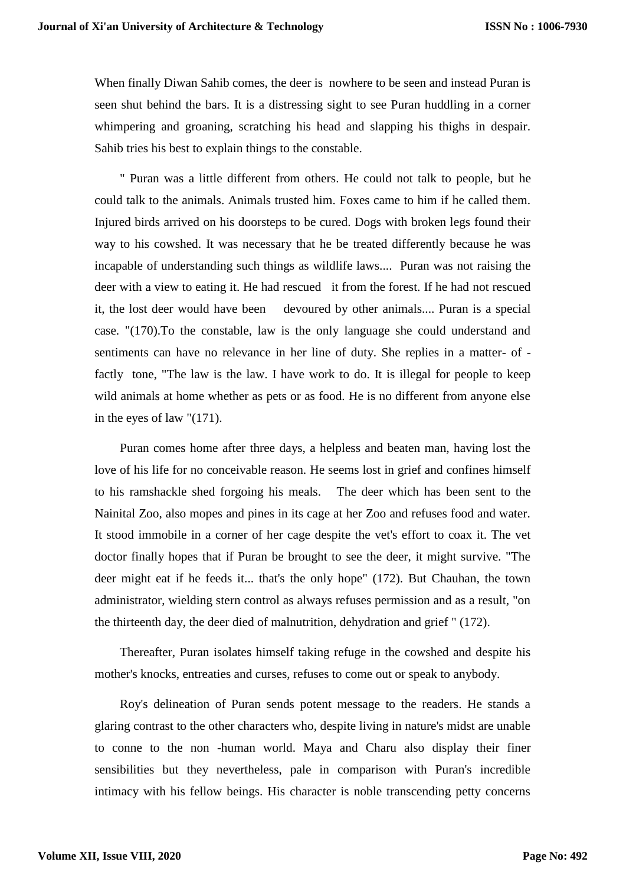When finally Diwan Sahib comes, the deer is nowhere to be seen and instead Puran is seen shut behind the bars. It is a distressing sight to see Puran huddling in a corner whimpering and groaning, scratching his head and slapping his thighs in despair. Sahib tries his best to explain things to the constable.

" Puran was a little different from others. He could not talk to people, but he could talk to the animals. Animals trusted him. Foxes came to him if he called them. Injured birds arrived on his doorsteps to be cured. Dogs with broken legs found their way to his cowshed. It was necessary that he be treated differently because he was incapable of understanding such things as wildlife laws.... Puran was not raising the deer with a view to eating it. He had rescued it from the forest. If he had not rescued it, the lost deer would have been devoured by other animals.... Puran is a special case. "(170).To the constable, law is the only language she could understand and sentiments can have no relevance in her line of duty. She replies in a matter- of -factly tone, "The law is the law. I have work to do. It is illegal for people to keep wild animals at home whether as pets or as food. He is no different from anyone else in the eyes of law "(171).

Puran comes home after three days, a helpless and beaten man, having lost the love of his life for no conceivable reason. He seems lost in grief and confines himself to his ramshackle shed forgoing his meals. The deer which has been sent to the Nainital Zoo, also mopes and pines in its cage at her Zoo and refuses food and water. It stood immobile in a corner of her cage despite the vet's effort to coax it. The vet doctor finally hopes that if Puran be brought to see the deer, it might survive. "The deer might eat if he feeds it... that's the only hope" (172). But Chauhan, the town administrator, wielding stern control as always refuses permission and as a result, "on the thirteenth day, the deer died of malnutrition, dehydration and grief " (172).

Thereafter, Puran isolates himself taking refuge in the cowshed and despite his mother's knocks, entreaties and curses, refuses to come out or speak to anybody.

Roy's delineation of Puran sends potent message to the readers. He stands a glaring contrast to the other characters who, despite living in nature's midst are unable to conne to the non -human world. Maya and Charu also display their finer sensibilities but they nevertheless, pale in comparison with Puran's incredible intimacy with his fellow beings. His character is noble transcending petty concerns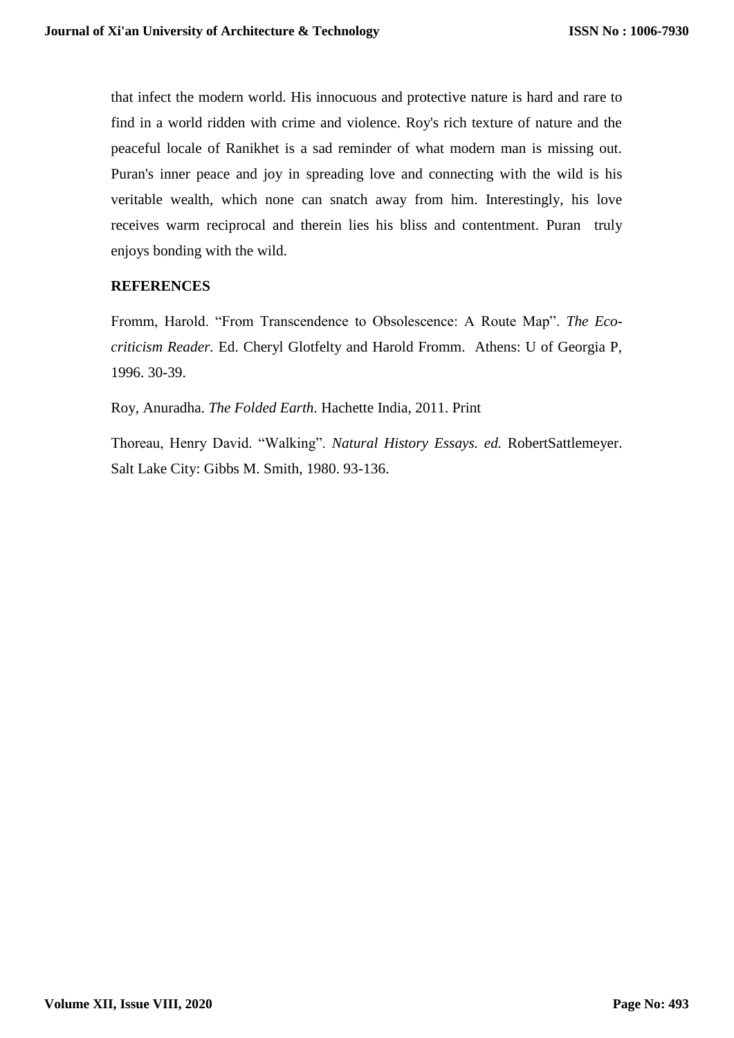that infect the modern world. His innocuous and protective nature is hard and rare to find in a world ridden with crime and violence. Roy's rich texture of nature and the peaceful locale of Ranikhet is a sad reminder of what modern man is missing out. Puran's inner peace and joy in spreading love and connecting with the wild is his veritable wealth, which none can snatch away from him. Interestingly, his love receives warm reciprocal and therein lies his bliss and contentment. Puran truly enjoys bonding with the wild.

## REFERENCES

Fromm, Harold. "From Transcendence to Obsolescence: A Route Map". *The Eco-criticism Reader.* Ed. Cheryl Glotfelty and Harold Fromm. Athens: U of Georgia P, 1996. 30-39.

Roy, Anuradha. *The Folded Earth.* Hachette India, 2011. Print

Thoreau, Henry David. "Walking". *Natural History Essays. ed.* RobertSattlemeyer. Salt Lake City: Gibbs M. Smith, 1980. 93-136.